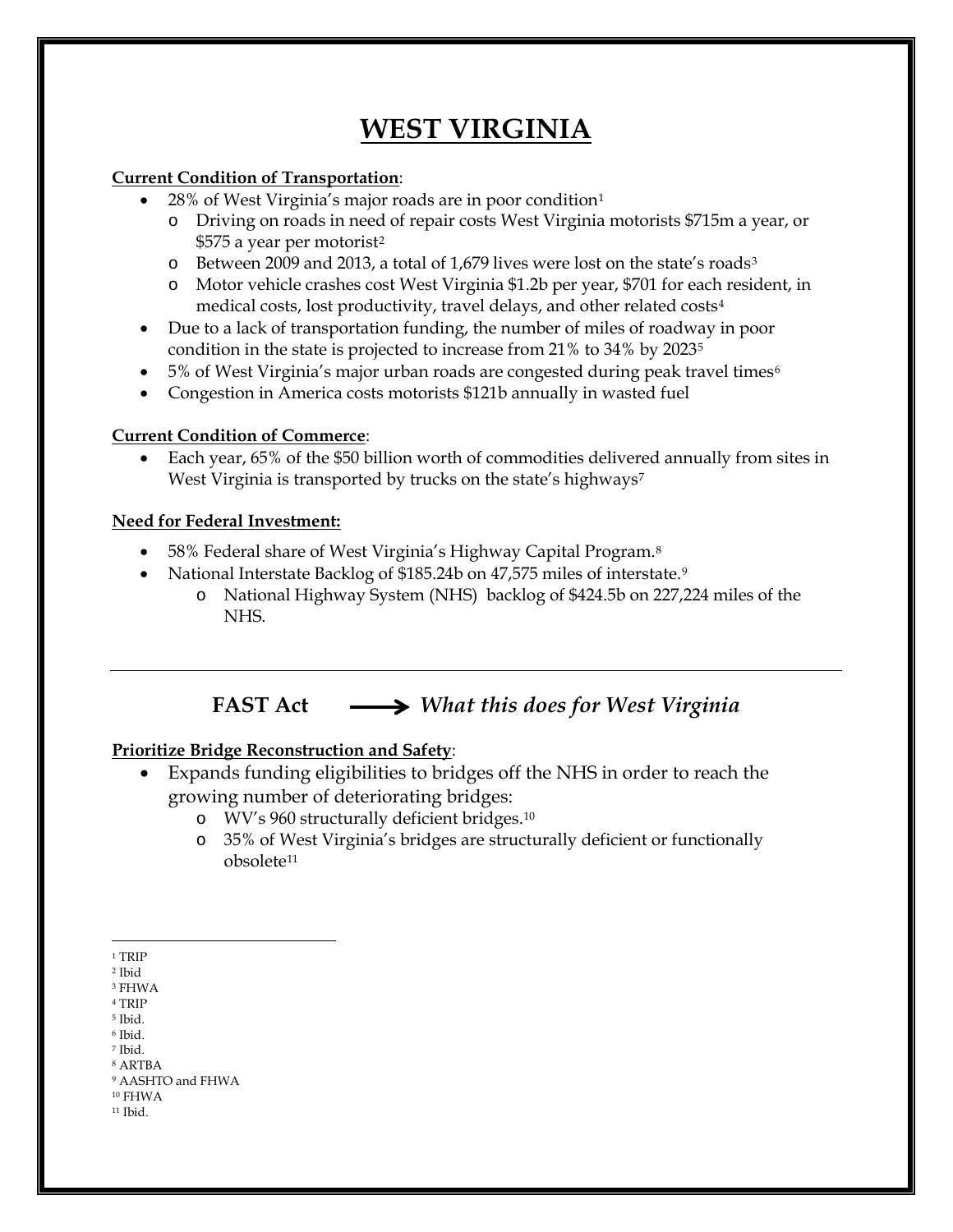# WEST VIRGINIA

**Current Condition of Transportation**:

- 28% of West Virginia's major roads are in poor condition[1]
  - Driving on roads in need of repair costs West Virginia motorists $715m a year, or $575 a year per motorist[2]
  - Between 2009 and 2013, a total of 1,679 lives were lost on the state's roads[3]
  - Motor vehicle crashes cost West Virginia $1.2b per year, $701 for each resident, in medical costs, lost productivity, travel delays, and other related costs[4]
- Due to a lack of transportation funding, the number of miles of roadway in poor condition in the state is projected to increase from 21% to 34% by 2023[5]
- 5% of West Virginia's major urban roads are congested during peak travel times[6]
- Congestion in America costs motorists $121b annually in wasted fuel

**Current Condition of Commerce**:

- Each year, 65% of the $50 billion worth of commodities delivered annually from sites in West Virginia is transported by trucks on the state's highways[7]

**Need for Federal Investment:**

- 58% Federal share of West Virginia's Highway Capital Program.[8]
- National Interstate Backlog of $185.24b on 47,575 miles of interstate.[9]
  - National Highway System (NHS) backlog of $424.5b on 227,224 miles of the NHS.

---

## FAST Act ⟶ *What this does for West Virginia*

**Prioritize Bridge Reconstruction and Safety**:

- Expands funding eligibilities to bridges off the NHS in order to reach the growing number of deteriorating bridges:
  - WV's 960 structurally deficient bridges.[10]
  - 35% of West Virginia's bridges are structurally deficient or functionally obsolete[11]

---

[1] TRIP
[2] Ibid
[3] FHWA
[4] TRIP
[5] Ibid.
[6] Ibid.
[7] Ibid.
[8] ARTBA
[9] AASHTO and FHWA
[10] FHWA
[11] Ibid.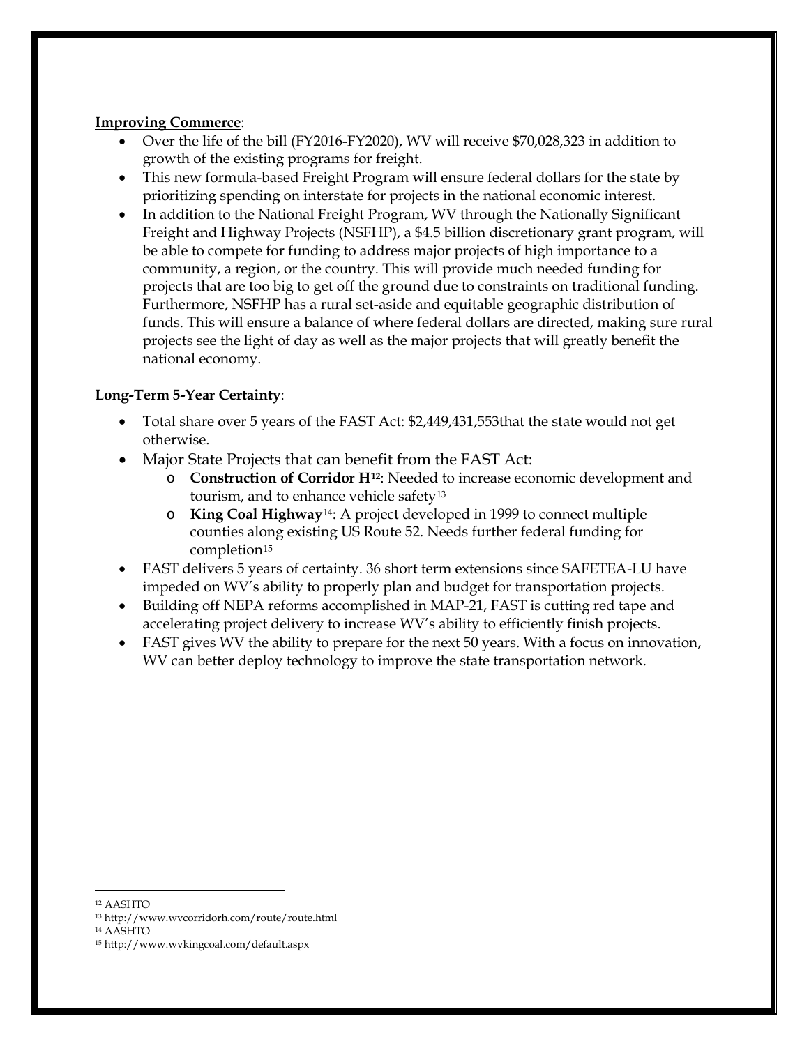**Improving Commerce**:

- Over the life of the bill (FY2016-FY2020), WV will receive $70,028,323 in addition to growth of the existing programs for freight.
- This new formula-based Freight Program will ensure federal dollars for the state by prioritizing spending on interstate for projects in the national economic interest.
- In addition to the National Freight Program, WV through the Nationally Significant Freight and Highway Projects (NSFHP), a $4.5 billion discretionary grant program, will be able to compete for funding to address major projects of high importance to a community, a region, or the country. This will provide much needed funding for projects that are too big to get off the ground due to constraints on traditional funding. Furthermore, NSFHP has a rural set-aside and equitable geographic distribution of funds. This will ensure a balance of where federal dollars are directed, making sure rural projects see the light of day as well as the major projects that will greatly benefit the national economy.

**Long-Term 5-Year Certainty**:

- Total share over 5 years of the FAST Act: $2,449,431,553that the state would not get otherwise.
- Major State Projects that can benefit from the FAST Act:
    - **Construction of Corridor H**[12]: Needed to increase economic development and tourism, and to enhance vehicle safety[13]
    - **King Coal Highway**[14]: A project developed in 1999 to connect multiple counties along existing US Route 52. Needs further federal funding for completion[15]
- FAST delivers 5 years of certainty. 36 short term extensions since SAFETEA-LU have impeded on WV's ability to properly plan and budget for transportation projects.
- Building off NEPA reforms accomplished in MAP-21, FAST is cutting red tape and accelerating project delivery to increase WV's ability to efficiently finish projects.
- FAST gives WV the ability to prepare for the next 50 years. With a focus on innovation, WV can better deploy technology to improve the state transportation network.

---

[12] AASHTO

[13] http://www.wvcorridorh.com/route/route.html

[14] AASHTO

[15] http://www.wvkingcoal.com/default.aspx